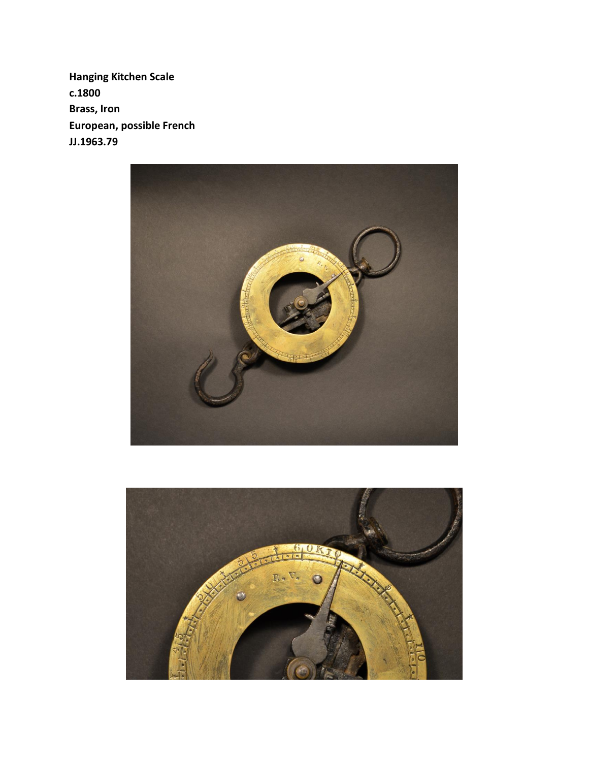**Hanging Kitchen Scale**

**c.1800**

**Brass, Iron**

**European, possible French**

**JJ.1963.79**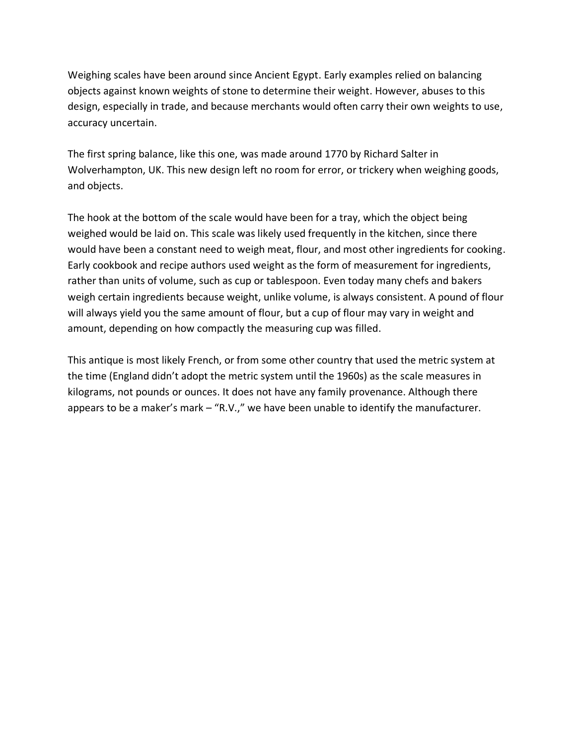Weighing scales have been around since Ancient Egypt. Early examples relied on balancing objects against known weights of stone to determine their weight. However, abuses to this design, especially in trade, and because merchants would often carry their own weights to use, accuracy uncertain.

The first spring balance, like this one, was made around 1770 by Richard Salter in Wolverhampton, UK. This new design left no room for error, or trickery when weighing goods, and objects.

The hook at the bottom of the scale would have been for a tray, which the object being weighed would be laid on. This scale was likely used frequently in the kitchen, since there would have been a constant need to weigh meat, flour, and most other ingredients for cooking. Early cookbook and recipe authors used weight as the form of measurement for ingredients, rather than units of volume, such as cup or tablespoon. Even today many chefs and bakers weigh certain ingredients because weight, unlike volume, is always consistent. A pound of flour will always yield you the same amount of flour, but a cup of flour may vary in weight and amount, depending on how compactly the measuring cup was filled.

This antique is most likely French, or from some other country that used the metric system at the time (England didn't adopt the metric system until the 1960s) as the scale measures in kilograms, not pounds or ounces. It does not have any family provenance. Although there appears to be a maker's mark – "R.V.," we have been unable to identify the manufacturer.